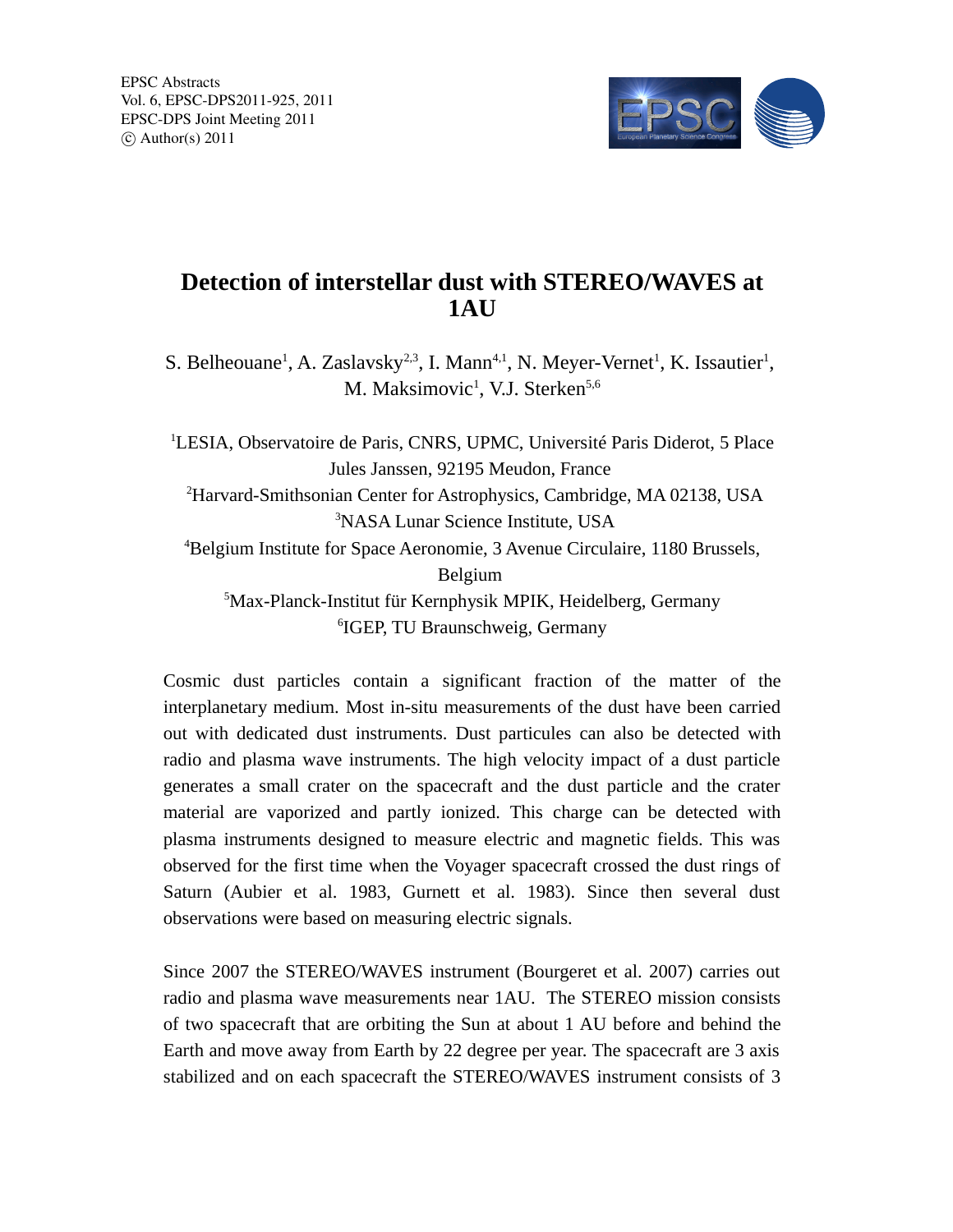# Detection of interstellar dust with STEREO/WAVES at 1AU

S. Belheouane[1], A. Zaslavsky[2,3], I. Mann[4,1], N. Meyer-Vernet[1], K. Issautier[1], M. Maksimovic[1], V.J. Sterken[5,6]

[1]LESIA, Observatoire de Paris, CNRS, UPMC, Université Paris Diderot, 5 Place Jules Janssen, 92195 Meudon, France

[2]Harvard-Smithsonian Center for Astrophysics, Cambridge, MA 02138, USA

[3]NASA Lunar Science Institute, USA

[4]Belgium Institute for Space Aeronomie, 3 Avenue Circulaire, 1180 Brussels, Belgium

[5]Max-Planck-Institut für Kernphysik MPIK, Heidelberg, Germany

[6]IGEP, TU Braunschweig, Germany

Cosmic dust particles contain a significant fraction of the matter of the interplanetary medium. Most in-situ measurements of the dust have been carried out with dedicated dust instruments. Dust particules can also be detected with radio and plasma wave instruments. The high velocity impact of a dust particle generates a small crater on the spacecraft and the dust particle and the crater material are vaporized and partly ionized. This charge can be detected with plasma instruments designed to measure electric and magnetic fields. This was observed for the first time when the Voyager spacecraft crossed the dust rings of Saturn (Aubier et al. 1983, Gurnett et al. 1983). Since then several dust observations were based on measuring electric signals.

Since 2007 the STEREO/WAVES instrument (Bourgeret et al. 2007) carries out radio and plasma wave measurements near 1AU. The STEREO mission consists of two spacecraft that are orbiting the Sun at about 1 AU before and behind the Earth and move away from Earth by 22 degree per year. The spacecraft are 3 axis stabilized and on each spacecraft the STEREO/WAVES instrument consists of 3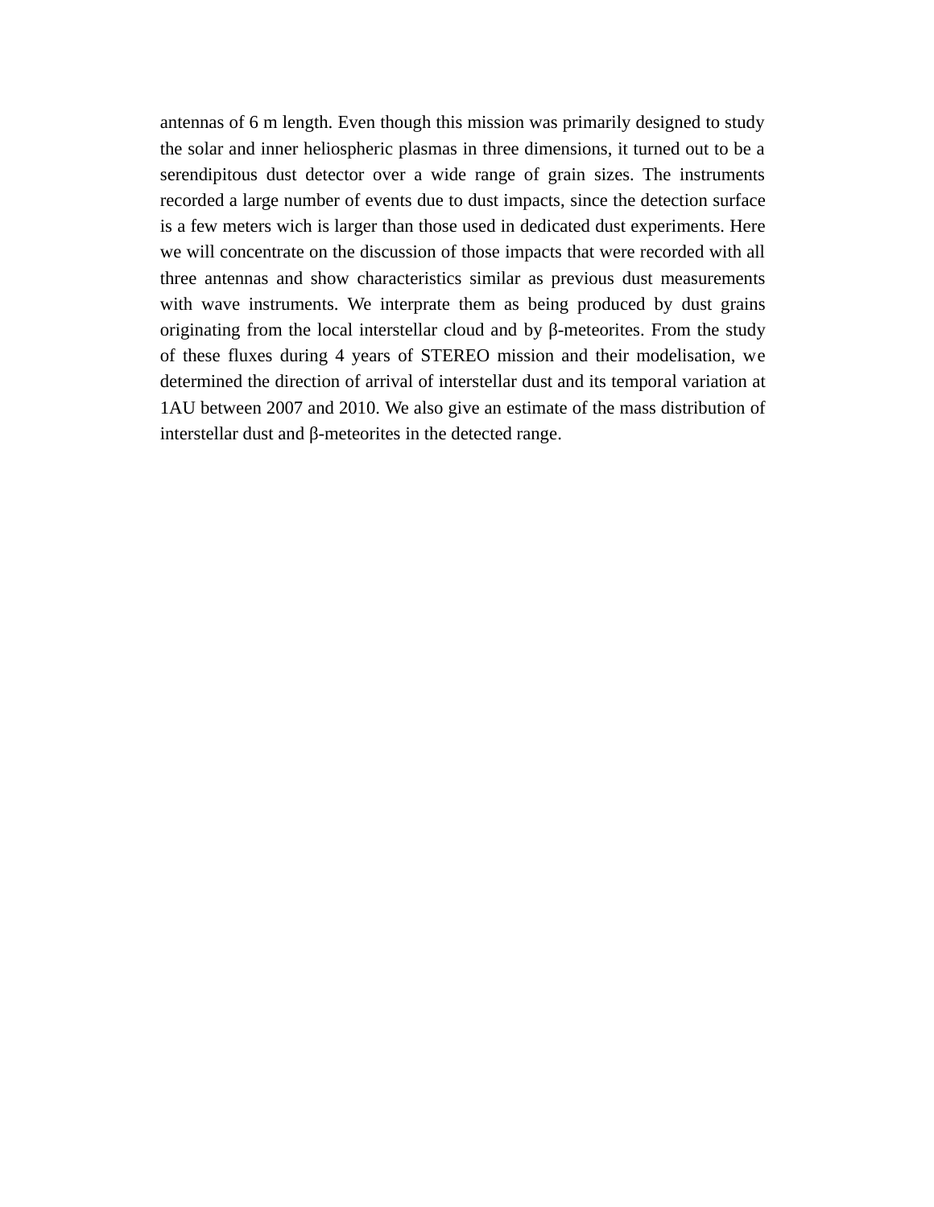antennas of 6 m length. Even though this mission was primarily designed to study the solar and inner heliospheric plasmas in three dimensions, it turned out to be a serendipitous dust detector over a wide range of grain sizes. The instruments recorded a large number of events due to dust impacts, since the detection surface is a few meters wich is larger than those used in dedicated dust experiments. Here we will concentrate on the discussion of those impacts that were recorded with all three antennas and show characteristics similar as previous dust measurements with wave instruments. We interprate them as being produced by dust grains originating from the local interstellar cloud and by β-meteorites. From the study of these fluxes during 4 years of STEREO mission and their modelisation, we determined the direction of arrival of interstellar dust and its temporal variation at 1AU between 2007 and 2010. We also give an estimate of the mass distribution of interstellar dust and β-meteorites in the detected range.